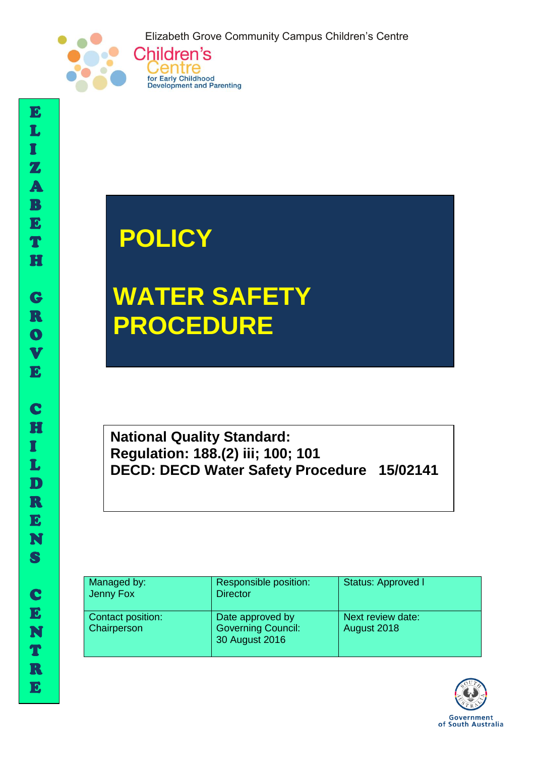Elizabeth Grove Community Campus Children's Centre

Children's Centre for Early Childhood Development and Parenting

ELIZABETH GROVE CHILDRENS CENTRE

# POLICY

# WATER SAFETY PROCEDURE

**National Quality Standard:**
**Regulation: 188.(2) iii; 100; 101**
**DECD: DECD Water Safety Procedure 15/02141**

| Managed by: Jenny Fox | Responsible position: Director | Status: Approved l |
|---|---|---|
| Contact position: Chairperson | Date approved by Governing Council: 30 August 2016 | Next review date: August 2018 |

Government of South Australia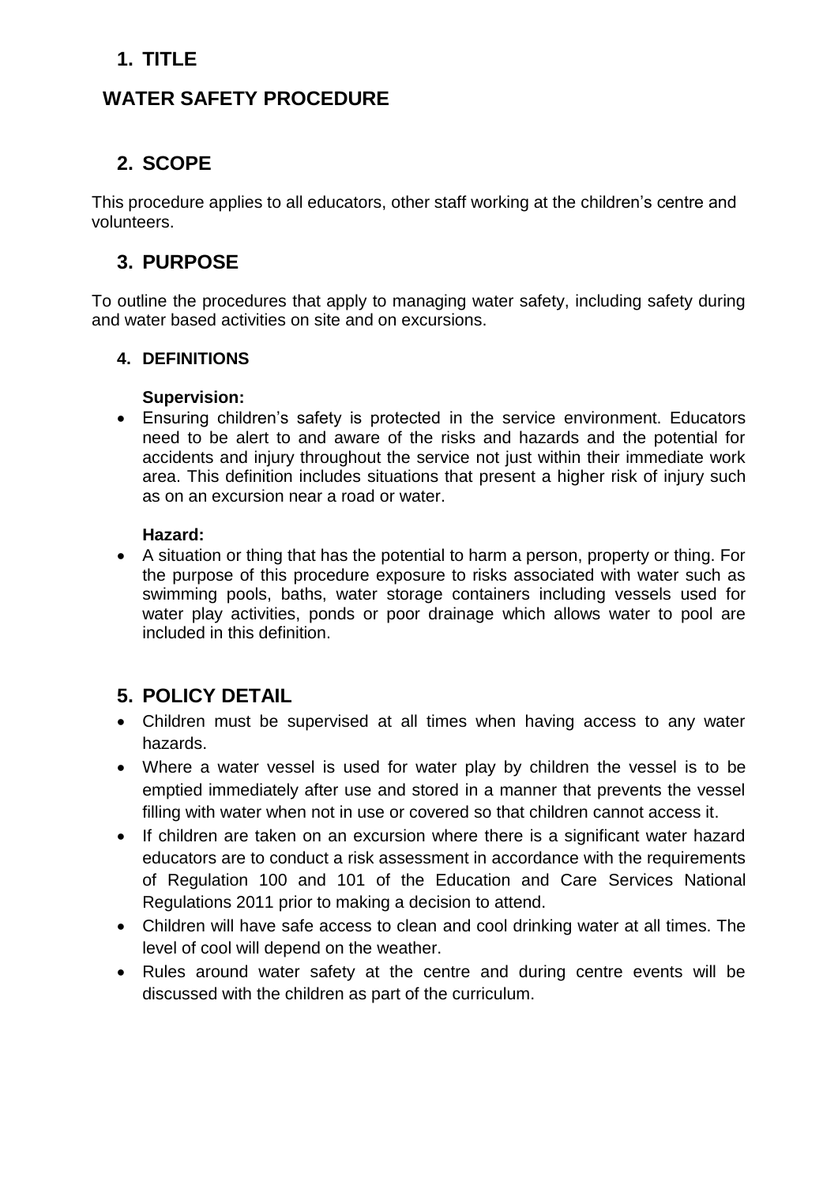## 1. TITLE

## WATER SAFETY PROCEDURE

## 2. SCOPE

This procedure applies to all educators, other staff working at the children's centre and volunteers.

## 3. PURPOSE

To outline the procedures that apply to managing water safety, including safety during and water based activities on site and on excursions.

### 4. DEFINITIONS

**Supervision:**

- Ensuring children's safety is protected in the service environment. Educators need to be alert to and aware of the risks and hazards and the potential for accidents and injury throughout the service not just within their immediate work area. This definition includes situations that present a higher risk of injury such as on an excursion near a road or water.

**Hazard:**

- A situation or thing that has the potential to harm a person, property or thing. For the purpose of this procedure exposure to risks associated with water such as swimming pools, baths, water storage containers including vessels used for water play activities, ponds or poor drainage which allows water to pool are included in this definition.

## 5. POLICY DETAIL

- Children must be supervised at all times when having access to any water hazards.
- Where a water vessel is used for water play by children the vessel is to be emptied immediately after use and stored in a manner that prevents the vessel filling with water when not in use or covered so that children cannot access it.
- If children are taken on an excursion where there is a significant water hazard educators are to conduct a risk assessment in accordance with the requirements of Regulation 100 and 101 of the Education and Care Services National Regulations 2011 prior to making a decision to attend.
- Children will have safe access to clean and cool drinking water at all times. The level of cool will depend on the weather.
- Rules around water safety at the centre and during centre events will be discussed with the children as part of the curriculum.